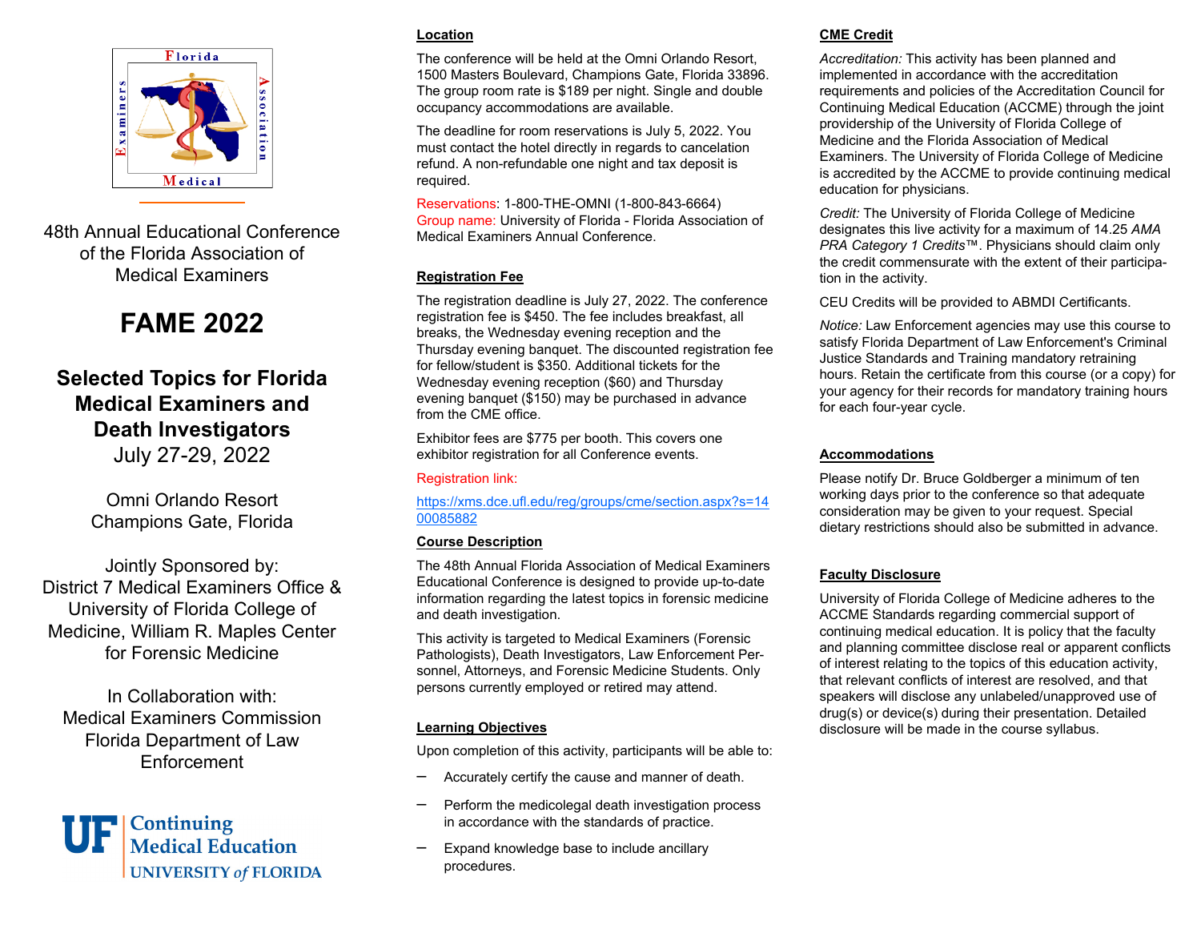48th Annual Educational Conference of the Florida Association of Medical Examiners

# FAME 2022

## Selected Topics for Florida Medical Examiners and Death Investigators

July 27-29, 2022

Omni Orlando Resort
Champions Gate, Florida

Jointly Sponsored by:
District 7 Medical Examiners Office & University of Florida College of Medicine, William R. Maples Center for Forensic Medicine

In Collaboration with:
Medical Examiners Commission
Florida Department of Law Enforcement

UF Continuing Medical Education
UNIVERSITY of FLORIDA

### Location

The conference will be held at the Omni Orlando Resort, 1500 Masters Boulevard, Champions Gate, Florida 33896. The group room rate is $189 per night. Single and double occupancy accommodations are available.

The deadline for room reservations is July 5, 2022. You must contact the hotel directly in regards to cancelation refund. A non-refundable one night and tax deposit is required.

Reservations: 1-800-THE-OMNI (1-800-843-6664)
Group name: University of Florida - Florida Association of Medical Examiners Annual Conference.

### Registration Fee

The registration deadline is July 27, 2022. The conference registration fee is $450. The fee includes breakfast, all breaks, the Wednesday evening reception and the Thursday evening banquet. The discounted registration fee for fellow/student is $350. Additional tickets for the Wednesday evening reception ($60) and Thursday evening banquet ($150) may be purchased in advance from the CME office.

Exhibitor fees are $775 per booth. This covers one exhibitor registration for all Conference events.

Registration link:

https://xms.dce.ufl.edu/reg/groups/cme/section.aspx?s=1400085882

### Course Description

The 48th Annual Florida Association of Medical Examiners Educational Conference is designed to provide up-to-date information regarding the latest topics in forensic medicine and death investigation.

This activity is targeted to Medical Examiners (Forensic Pathologists), Death Investigators, Law Enforcement Personnel, Attorneys, and Forensic Medicine Students. Only persons currently employed or retired may attend.

### Learning Objectives

Upon completion of this activity, participants will be able to:

- Accurately certify the cause and manner of death.
- Perform the medicolegal death investigation process in accordance with the standards of practice.
- Expand knowledge base to include ancillary procedures.

### CME Credit

*Accreditation:* This activity has been planned and implemented in accordance with the accreditation requirements and policies of the Accreditation Council for Continuing Medical Education (ACCME) through the joint providership of the University of Florida College of Medicine and the Florida Association of Medical Examiners. The University of Florida College of Medicine is accredited by the ACCME to provide continuing medical education for physicians.

*Credit:* The University of Florida College of Medicine designates this live activity for a maximum of 14.25 *AMA PRA Category 1 Credits*™. Physicians should claim only the credit commensurate with the extent of their participation in the activity.

CEU Credits will be provided to ABMDI Certificants.

*Notice:* Law Enforcement agencies may use this course to satisfy Florida Department of Law Enforcement's Criminal Justice Standards and Training mandatory retraining hours. Retain the certificate from this course (or a copy) for your agency for their records for mandatory training hours for each four-year cycle.

### Accommodations

Please notify Dr. Bruce Goldberger a minimum of ten working days prior to the conference so that adequate consideration may be given to your request. Special dietary restrictions should also be submitted in advance.

### Faculty Disclosure

University of Florida College of Medicine adheres to the ACCME Standards regarding commercial support of continuing medical education. It is policy that the faculty and planning committee disclose real or apparent conflicts of interest relating to the topics of this education activity, that relevant conflicts of interest are resolved, and that speakers will disclose any unlabeled/unapproved use of drug(s) or device(s) during their presentation. Detailed disclosure will be made in the course syllabus.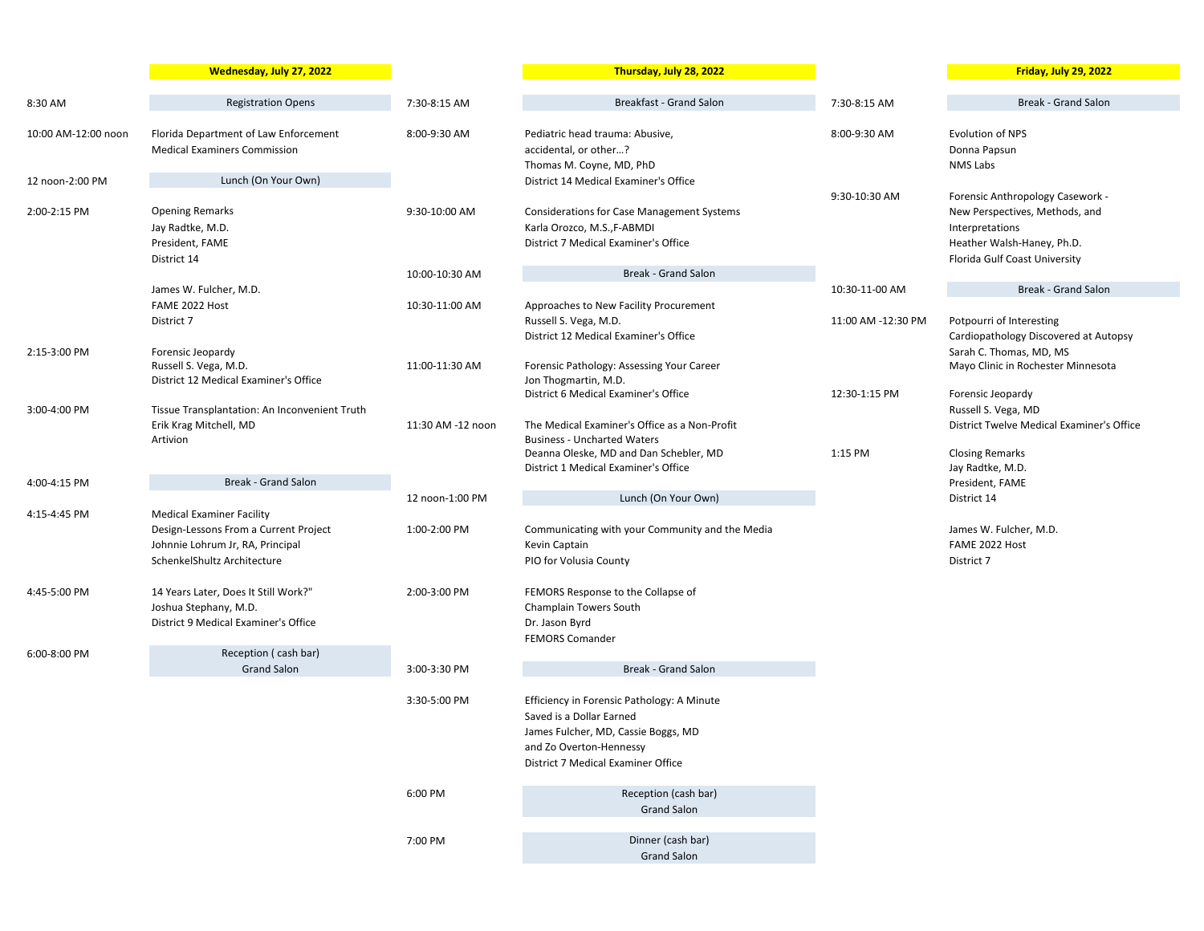## Wednesday, July 27, 2022

| | |
|---|---|
| 8:30 AM | Registration Opens |
| 10:00 AM-12:00 noon | Florida Department of Law Enforcement Medical Examiners Commission |
| 12 noon-2:00 PM | Lunch (On Your Own) |
| 2:00-2:15 PM | Opening Remarks<br>Jay Radtke, M.D.<br>President, FAME<br>District 14<br><br>James W. Fulcher, M.D.<br>FAME 2022 Host<br>District 7 |
| 2:15-3:00 PM | Forensic Jeopardy<br>Russell S. Vega, M.D.<br>District 12 Medical Examiner's Office |
| 3:00-4:00 PM | Tissue Transplantation: An Inconvenient Truth<br>Erik Krag Mitchell, MD<br>Artivion |
| 4:00-4:15 PM | Break - Grand Salon |
| 4:15-4:45 PM | Medical Examiner Facility Design-Lessons From a Current Project<br>Johnnie Lohrum Jr, RA, Principal<br>SchenkelShultz Architecture |
| 4:45-5:00 PM | 14 Years Later, Does It Still Work?"<br>Joshua Stephany, M.D.<br>District 9 Medical Examiner's Office |
| 6:00-8:00 PM | Reception ( cash bar)<br>Grand Salon |

## Thursday, July 28, 2022

| | |
|---|---|
| 7:30-8:15 AM | Breakfast - Grand Salon |
| 8:00-9:30 AM | Pediatric head trauma: Abusive, accidental, or other…?<br>Thomas M. Coyne, MD, PhD<br>District 14 Medical Examiner's Office |
| 9:30-10:00 AM | Considerations for Case Management Systems<br>Karla Orozco, M.S.,F-ABMDI<br>District 7 Medical Examiner's Office |
| 10:00-10:30 AM | Break - Grand Salon |
| 10:30-11:00 AM | Approaches to New Facility Procurement<br>Russell S. Vega, M.D.<br>District 12 Medical Examiner's Office |
| 11:00-11:30 AM | Forensic Pathology: Assessing Your Career<br>Jon Thogmartin, M.D.<br>District 6 Medical Examiner's Office |
| 11:30 AM -12 noon | The Medical Examiner's Office as a Non-Profit Business - Uncharted Waters<br>Deanna Oleske, MD and Dan Schebler, MD<br>District 1 Medical Examiner's Office |
| 12 noon-1:00 PM | Lunch (On Your Own) |
| 1:00-2:00 PM | Communicating with your Community and the Media<br>Kevin Captain<br>PIO for Volusia County |
| 2:00-3:00 PM | FEMORS Response to the Collapse of Champlain Towers South<br>Dr. Jason Byrd<br>FEMORS Comander |
| 3:00-3:30 PM | Break - Grand Salon |
| 3:30-5:00 PM | Efficiency in Forensic Pathology: A Minute Saved is a Dollar Earned<br>James Fulcher, MD, Cassie Boggs, MD and Zo Overton-Hennessy<br>District 7 Medical Examiner Office |
| 6:00 PM | Reception (cash bar)<br>Grand Salon |
| 7:00 PM | Dinner (cash bar)<br>Grand Salon |

## Friday, July 29, 2022

| | |
|---|---|
| 7:30-8:15 AM | Break - Grand Salon |
| 8:00-9:30 AM | Evolution of NPS<br>Donna Papsun<br>NMS Labs |
| 9:30-10:30 AM | Forensic Anthropology Casework - New Perspectives, Methods, and Interpretations<br>Heather Walsh-Haney, Ph.D.<br>Florida Gulf Coast University |
| 10:30-11-00 AM | Break - Grand Salon |
| 11:00 AM -12:30 PM | Potpourri of Interesting Cardiopathology Discovered at Autopsy<br>Sarah C. Thomas, MD, MS<br>Mayo Clinic in Rochester Minnesota |
| 12:30-1:15 PM | Forensic Jeopardy<br>Russell S. Vega, MD<br>District Twelve Medical Examiner's Office |
| 1:15 PM | Closing Remarks<br>Jay Radtke, M.D.<br>President, FAME<br>District 14<br><br>James W. Fulcher, M.D.<br>FAME 2022 Host<br>District 7 |